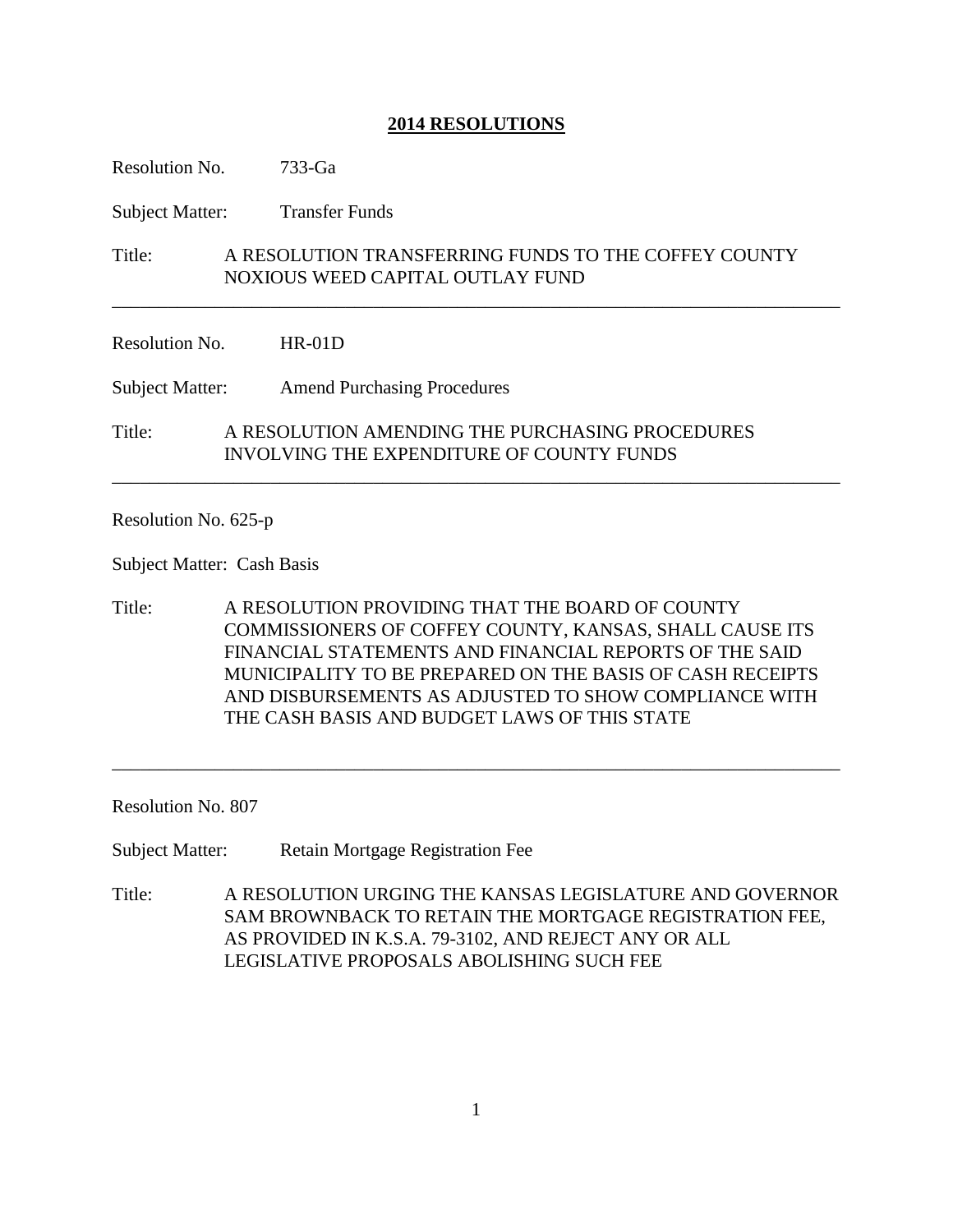# **2014 RESOLUTIONS**

Resolution No. 733-Ga

Subject Matter: Transfer Funds

Title: A RESOLUTION TRANSFERRING FUNDS TO THE COFFEY COUNTY NOXIOUS WEED CAPITAL OUTLAY FUND

---

Resolution No. HR-01D

Subject Matter: Amend Purchasing Procedures

Title: A RESOLUTION AMENDING THE PURCHASING PROCEDURES INVOLVING THE EXPENDITURE OF COUNTY FUNDS

---

Resolution No. 625-p

Subject Matter: Cash Basis

Title: A RESOLUTION PROVIDING THAT THE BOARD OF COUNTY COMMISSIONERS OF COFFEY COUNTY, KANSAS, SHALL CAUSE ITS FINANCIAL STATEMENTS AND FINANCIAL REPORTS OF THE SAID MUNICIPALITY TO BE PREPARED ON THE BASIS OF CASH RECEIPTS AND DISBURSEMENTS AS ADJUSTED TO SHOW COMPLIANCE WITH THE CASH BASIS AND BUDGET LAWS OF THIS STATE

---

Resolution No. 807

Subject Matter: Retain Mortgage Registration Fee

Title: A RESOLUTION URGING THE KANSAS LEGISLATURE AND GOVERNOR SAM BROWNBACK TO RETAIN THE MORTGAGE REGISTRATION FEE, AS PROVIDED IN K.S.A. 79-3102, AND REJECT ANY OR ALL LEGISLATIVE PROPOSALS ABOLISHING SUCH FEE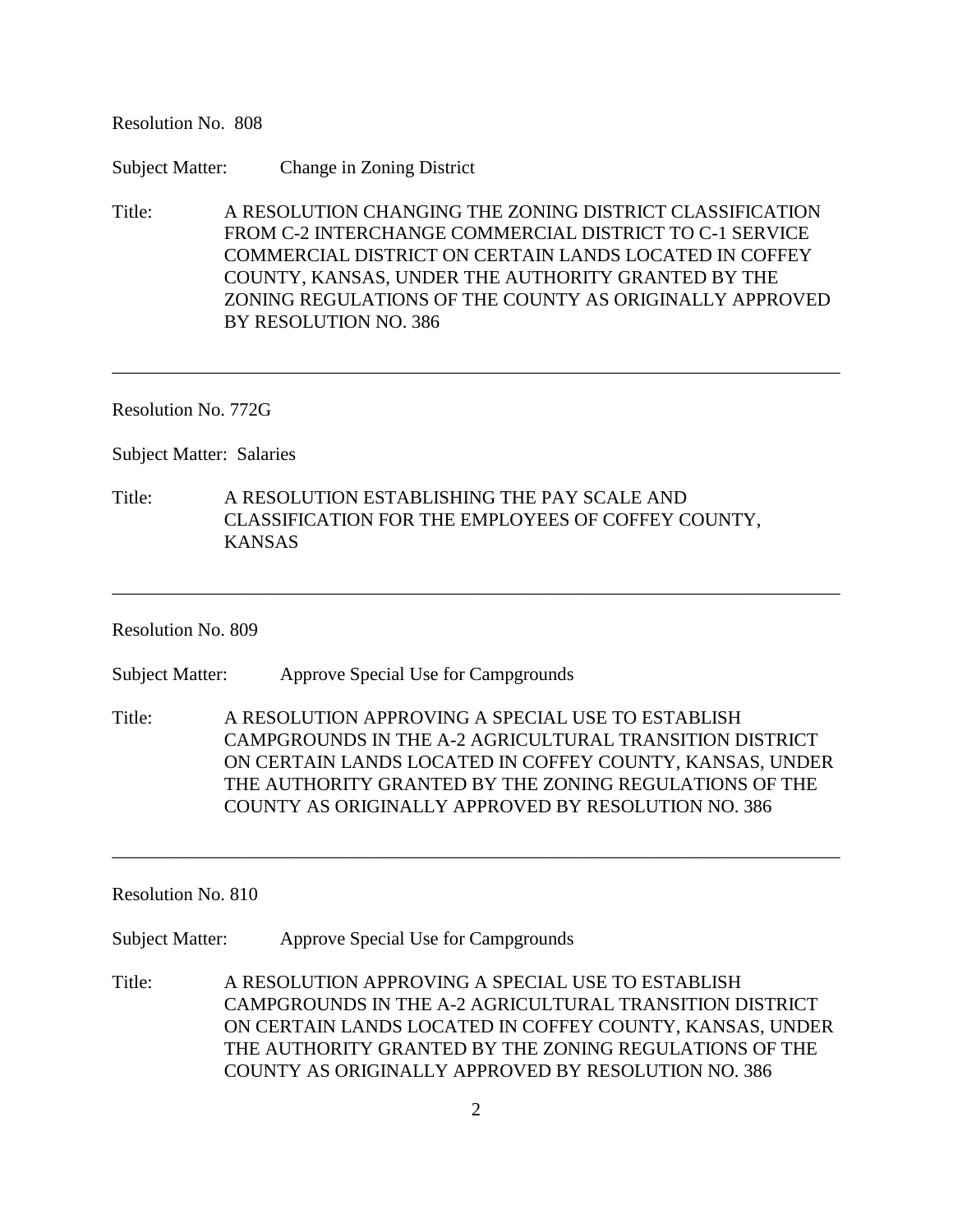Resolution No. 808

Subject Matter: Change in Zoning District

Title: A RESOLUTION CHANGING THE ZONING DISTRICT CLASSIFICATION FROM C-2 INTERCHANGE COMMERCIAL DISTRICT TO C-1 SERVICE COMMERCIAL DISTRICT ON CERTAIN LANDS LOCATED IN COFFEY COUNTY, KANSAS, UNDER THE AUTHORITY GRANTED BY THE ZONING REGULATIONS OF THE COUNTY AS ORIGINALLY APPROVED BY RESOLUTION NO. 386

---

Resolution No. 772G

Subject Matter: Salaries

Title: A RESOLUTION ESTABLISHING THE PAY SCALE AND CLASSIFICATION FOR THE EMPLOYEES OF COFFEY COUNTY, KANSAS

---

Resolution No. 809

Subject Matter: Approve Special Use for Campgrounds

Title: A RESOLUTION APPROVING A SPECIAL USE TO ESTABLISH CAMPGROUNDS IN THE A-2 AGRICULTURAL TRANSITION DISTRICT ON CERTAIN LANDS LOCATED IN COFFEY COUNTY, KANSAS, UNDER THE AUTHORITY GRANTED BY THE ZONING REGULATIONS OF THE COUNTY AS ORIGINALLY APPROVED BY RESOLUTION NO. 386

---

Resolution No. 810

Subject Matter: Approve Special Use for Campgrounds

Title: A RESOLUTION APPROVING A SPECIAL USE TO ESTABLISH CAMPGROUNDS IN THE A-2 AGRICULTURAL TRANSITION DISTRICT ON CERTAIN LANDS LOCATED IN COFFEY COUNTY, KANSAS, UNDER THE AUTHORITY GRANTED BY THE ZONING REGULATIONS OF THE COUNTY AS ORIGINALLY APPROVED BY RESOLUTION NO. 386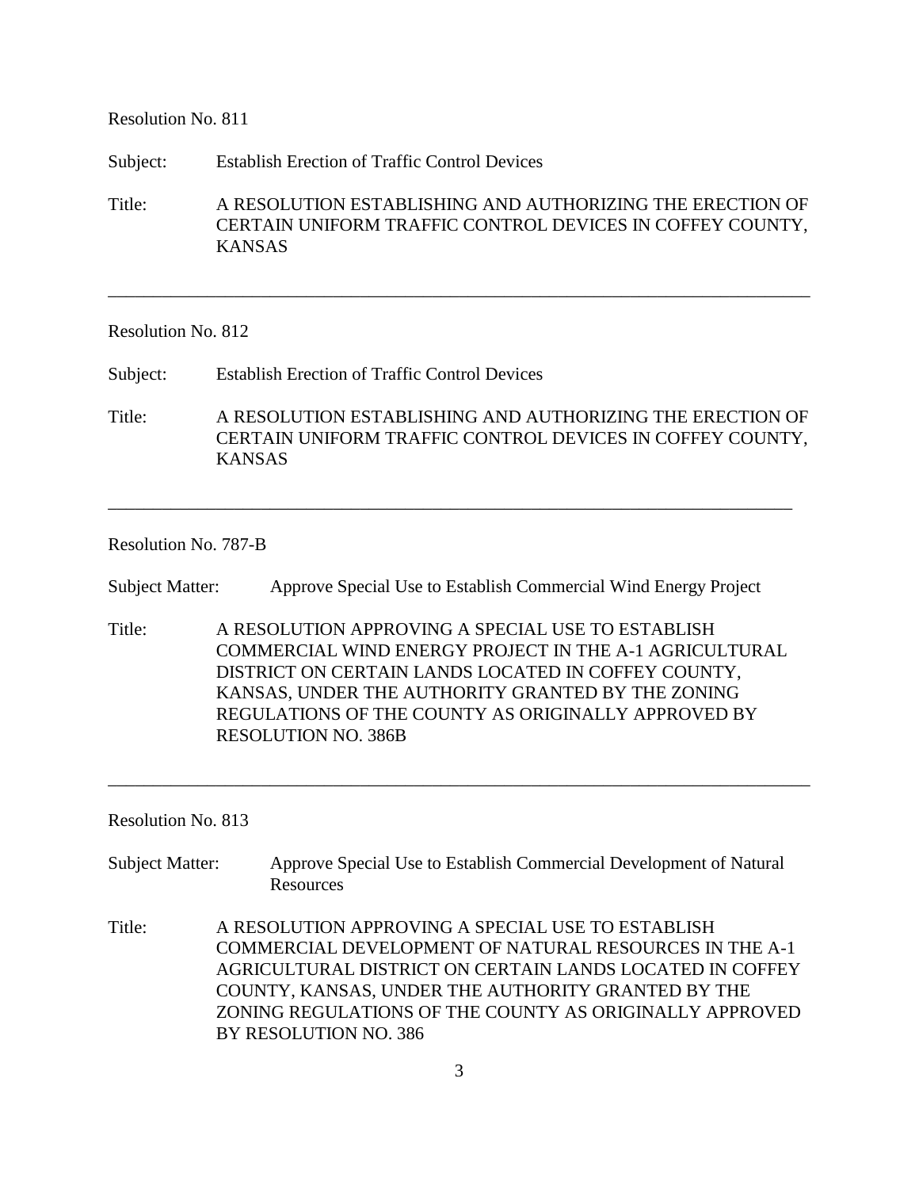Resolution No. 811

Subject: Establish Erection of Traffic Control Devices

Title: A RESOLUTION ESTABLISHING AND AUTHORIZING THE ERECTION OF CERTAIN UNIFORM TRAFFIC CONTROL DEVICES IN COFFEY COUNTY, KANSAS

---

Resolution No. 812

Subject: Establish Erection of Traffic Control Devices

Title: A RESOLUTION ESTABLISHING AND AUTHORIZING THE ERECTION OF CERTAIN UNIFORM TRAFFIC CONTROL DEVICES IN COFFEY COUNTY, KANSAS

---

Resolution No. 787-B

Subject Matter: Approve Special Use to Establish Commercial Wind Energy Project

Title: A RESOLUTION APPROVING A SPECIAL USE TO ESTABLISH COMMERCIAL WIND ENERGY PROJECT IN THE A-1 AGRICULTURAL DISTRICT ON CERTAIN LANDS LOCATED IN COFFEY COUNTY, KANSAS, UNDER THE AUTHORITY GRANTED BY THE ZONING REGULATIONS OF THE COUNTY AS ORIGINALLY APPROVED BY RESOLUTION NO. 386B

---

Resolution No. 813

Subject Matter: Approve Special Use to Establish Commercial Development of Natural Resources

Title: A RESOLUTION APPROVING A SPECIAL USE TO ESTABLISH COMMERCIAL DEVELOPMENT OF NATURAL RESOURCES IN THE A-1 AGRICULTURAL DISTRICT ON CERTAIN LANDS LOCATED IN COFFEY COUNTY, KANSAS, UNDER THE AUTHORITY GRANTED BY THE ZONING REGULATIONS OF THE COUNTY AS ORIGINALLY APPROVED BY RESOLUTION NO. 386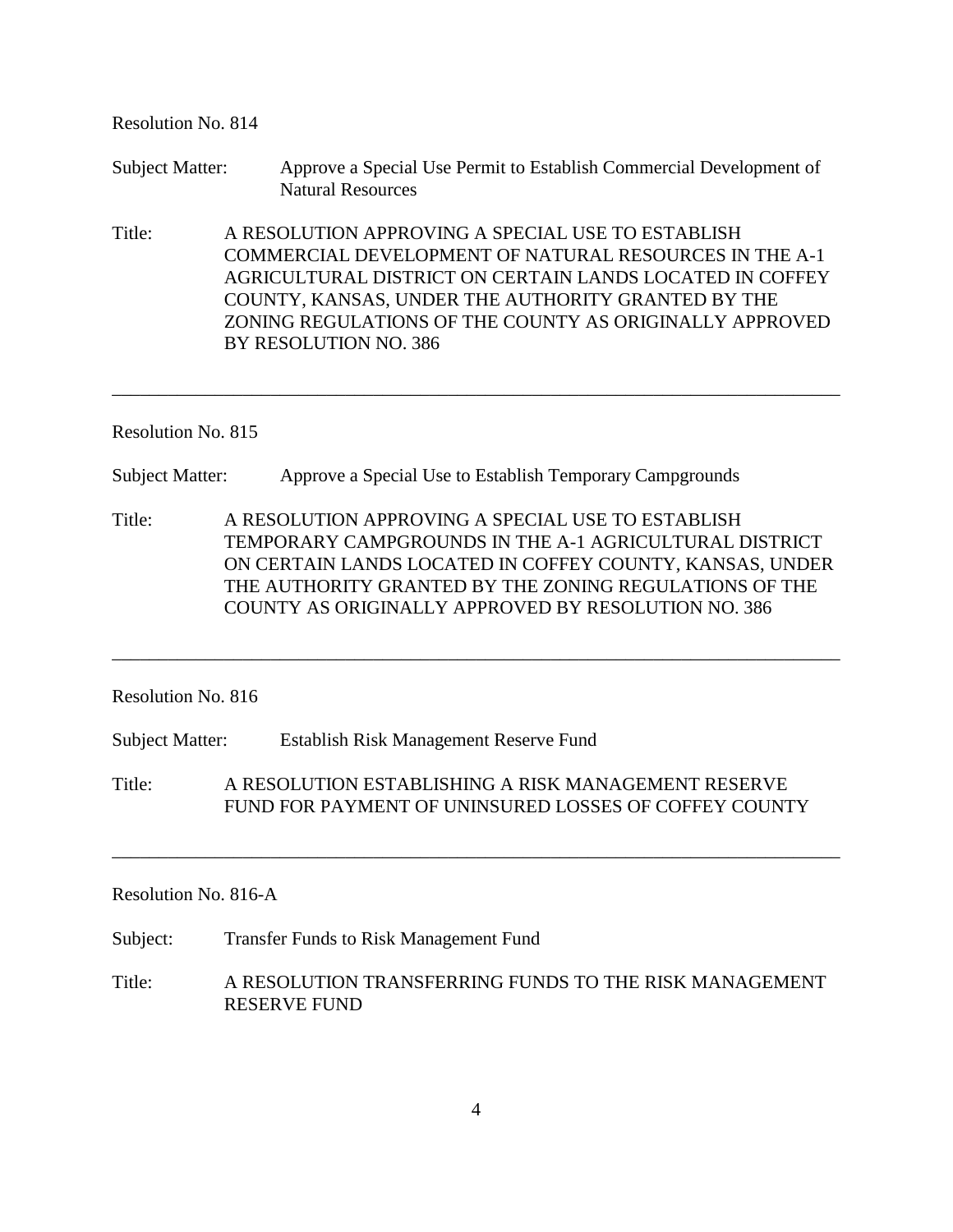Resolution No. 814

Subject Matter: Approve a Special Use Permit to Establish Commercial Development of Natural Resources

Title: A RESOLUTION APPROVING A SPECIAL USE TO ESTABLISH COMMERCIAL DEVELOPMENT OF NATURAL RESOURCES IN THE A-1 AGRICULTURAL DISTRICT ON CERTAIN LANDS LOCATED IN COFFEY COUNTY, KANSAS, UNDER THE AUTHORITY GRANTED BY THE ZONING REGULATIONS OF THE COUNTY AS ORIGINALLY APPROVED BY RESOLUTION NO. 386

---

Resolution No. 815

Subject Matter: Approve a Special Use to Establish Temporary Campgrounds

Title: A RESOLUTION APPROVING A SPECIAL USE TO ESTABLISH TEMPORARY CAMPGROUNDS IN THE A-1 AGRICULTURAL DISTRICT ON CERTAIN LANDS LOCATED IN COFFEY COUNTY, KANSAS, UNDER THE AUTHORITY GRANTED BY THE ZONING REGULATIONS OF THE COUNTY AS ORIGINALLY APPROVED BY RESOLUTION NO. 386

---

Resolution No. 816

Subject Matter: Establish Risk Management Reserve Fund

Title: A RESOLUTION ESTABLISHING A RISK MANAGEMENT RESERVE FUND FOR PAYMENT OF UNINSURED LOSSES OF COFFEY COUNTY

---

Resolution No. 816-A

Subject: Transfer Funds to Risk Management Fund

Title: A RESOLUTION TRANSFERRING FUNDS TO THE RISK MANAGEMENT RESERVE FUND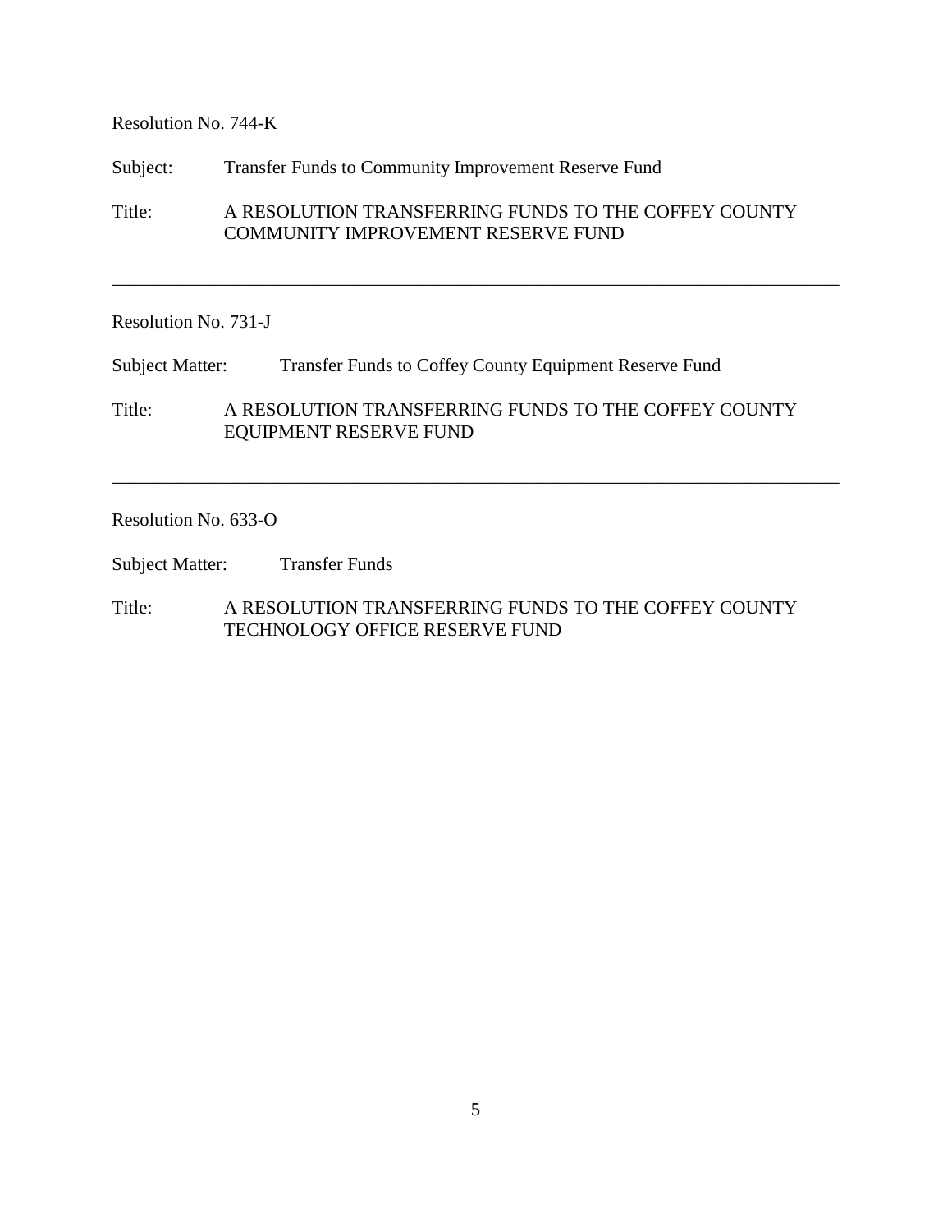Resolution No. 744-K

Subject: Transfer Funds to Community Improvement Reserve Fund

Title: A RESOLUTION TRANSFERRING FUNDS TO THE COFFEY COUNTY COMMUNITY IMPROVEMENT RESERVE FUND

---

Resolution No. 731-J

Subject Matter: Transfer Funds to Coffey County Equipment Reserve Fund

Title: A RESOLUTION TRANSFERRING FUNDS TO THE COFFEY COUNTY EQUIPMENT RESERVE FUND

---

Resolution No. 633-O

Subject Matter: Transfer Funds

Title: A RESOLUTION TRANSFERRING FUNDS TO THE COFFEY COUNTY TECHNOLOGY OFFICE RESERVE FUND